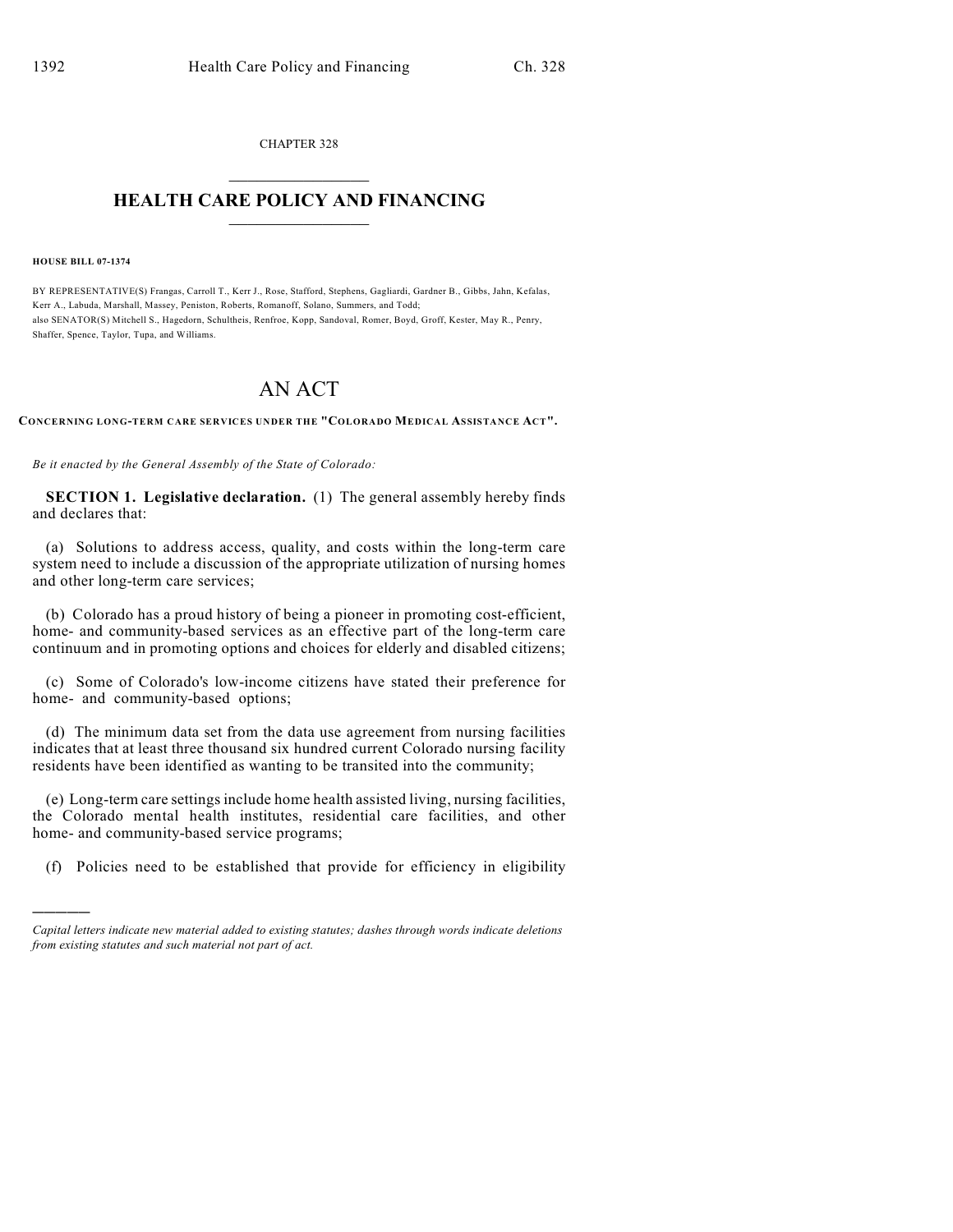CHAPTER 328

# HEALTH CARE POLICY AND FINANCING

**HOUSE BILL 07-1374**

BY REPRESENTATIVE(S) Frangas, Carroll T., Kerr J., Rose, Stafford, Stephens, Gagliardi, Gardner B., Gibbs, Jahn, Kefalas, Kerr A., Labuda, Marshall, Massey, Peniston, Roberts, Romanoff, Solano, Summers, and Todd;
also SENATOR(S) Mitchell S., Hagedorn, Schultheis, Renfroe, Kopp, Sandoval, Romer, Boyd, Groff, Kester, May R., Penry, Shaffer, Spence, Taylor, Tupa, and Williams.

# AN ACT

**CONCERNING LONG-TERM CARE SERVICES UNDER THE "COLORADO MEDICAL ASSISTANCE ACT".**

*Be it enacted by the General Assembly of the State of Colorado:*

**SECTION 1. Legislative declaration.** (1) The general assembly hereby finds and declares that:

(a) Solutions to address access, quality, and costs within the long-term care system need to include a discussion of the appropriate utilization of nursing homes and other long-term care services;

(b) Colorado has a proud history of being a pioneer in promoting cost-efficient, home- and community-based services as an effective part of the long-term care continuum and in promoting options and choices for elderly and disabled citizens;

(c) Some of Colorado's low-income citizens have stated their preference for home- and community-based options;

(d) The minimum data set from the data use agreement from nursing facilities indicates that at least three thousand six hundred current Colorado nursing facility residents have been identified as wanting to be transited into the community;

(e) Long-term care settings include home health assisted living, nursing facilities, the Colorado mental health institutes, residential care facilities, and other home- and community-based service programs;

(f) Policies need to be established that provide for efficiency in eligibility

---

*Capital letters indicate new material added to existing statutes; dashes through words indicate deletions from existing statutes and such material not part of act.*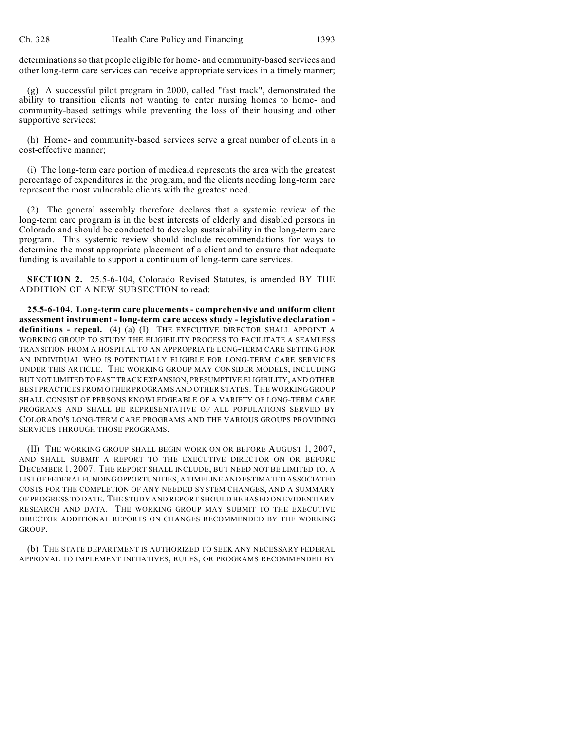determinations so that people eligible for home- and community-based services and other long-term care services can receive appropriate services in a timely manner;

(g) A successful pilot program in 2000, called "fast track", demonstrated the ability to transition clients not wanting to enter nursing homes to home- and community-based settings while preventing the loss of their housing and other supportive services;

(h) Home- and community-based services serve a great number of clients in a cost-effective manner;

(i) The long-term care portion of medicaid represents the area with the greatest percentage of expenditures in the program, and the clients needing long-term care represent the most vulnerable clients with the greatest need.

(2) The general assembly therefore declares that a systemic review of the long-term care program is in the best interests of elderly and disabled persons in Colorado and should be conducted to develop sustainability in the long-term care program. This systemic review should include recommendations for ways to determine the most appropriate placement of a client and to ensure that adequate funding is available to support a continuum of long-term care services.

**SECTION 2.** 25.5-6-104, Colorado Revised Statutes, is amended BY THE ADDITION OF A NEW SUBSECTION to read:

**25.5-6-104. Long-term care placements - comprehensive and uniform client assessment instrument - long-term care access study - legislative declaration - definitions - repeal.** (4) (a) (I) THE EXECUTIVE DIRECTOR SHALL APPOINT A WORKING GROUP TO STUDY THE ELIGIBILITY PROCESS TO FACILITATE A SEAMLESS TRANSITION FROM A HOSPITAL TO AN APPROPRIATE LONG-TERM CARE SETTING FOR AN INDIVIDUAL WHO IS POTENTIALLY ELIGIBLE FOR LONG-TERM CARE SERVICES UNDER THIS ARTICLE. THE WORKING GROUP MAY CONSIDER MODELS, INCLUDING BUT NOT LIMITED TO FAST TRACK EXPANSION, PRESUMPTIVE ELIGIBILITY, AND OTHER BEST PRACTICES FROM OTHER PROGRAMS AND OTHER STATES. THE WORKING GROUP SHALL CONSIST OF PERSONS KNOWLEDGEABLE OF A VARIETY OF LONG-TERM CARE PROGRAMS AND SHALL BE REPRESENTATIVE OF ALL POPULATIONS SERVED BY COLORADO'S LONG-TERM CARE PROGRAMS AND THE VARIOUS GROUPS PROVIDING SERVICES THROUGH THOSE PROGRAMS.

(II) THE WORKING GROUP SHALL BEGIN WORK ON OR BEFORE AUGUST 1, 2007, AND SHALL SUBMIT A REPORT TO THE EXECUTIVE DIRECTOR ON OR BEFORE DECEMBER 1, 2007. THE REPORT SHALL INCLUDE, BUT NEED NOT BE LIMITED TO, A LIST OF FEDERAL FUNDING OPPORTUNITIES, A TIMELINE AND ESTIMATED ASSOCIATED COSTS FOR THE COMPLETION OF ANY NEEDED SYSTEM CHANGES, AND A SUMMARY OF PROGRESS TO DATE. THE STUDY AND REPORT SHOULD BE BASED ON EVIDENTIARY RESEARCH AND DATA. THE WORKING GROUP MAY SUBMIT TO THE EXECUTIVE DIRECTOR ADDITIONAL REPORTS ON CHANGES RECOMMENDED BY THE WORKING GROUP.

(b) THE STATE DEPARTMENT IS AUTHORIZED TO SEEK ANY NECESSARY FEDERAL APPROVAL TO IMPLEMENT INITIATIVES, RULES, OR PROGRAMS RECOMMENDED BY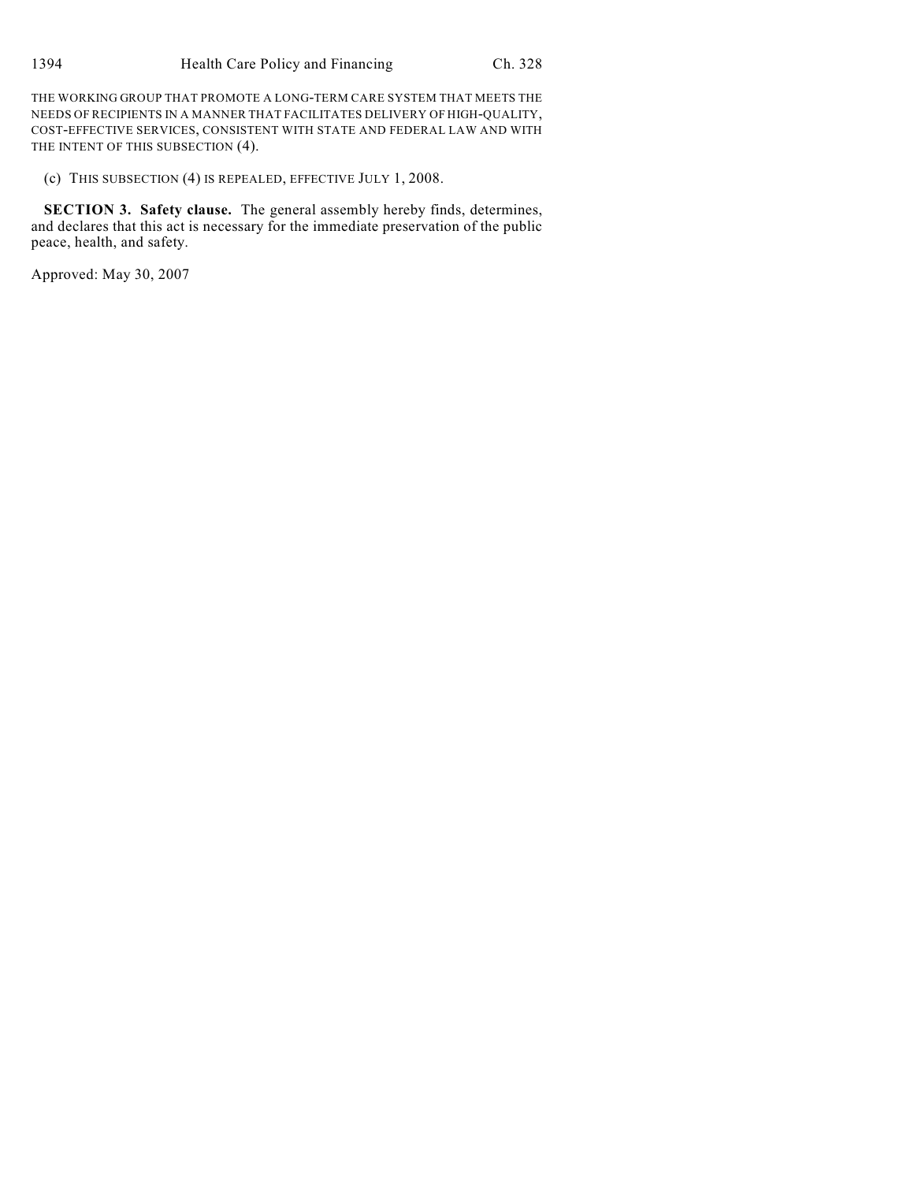THE WORKING GROUP THAT PROMOTE A LONG-TERM CARE SYSTEM THAT MEETS THE NEEDS OF RECIPIENTS IN A MANNER THAT FACILITATES DELIVERY OF HIGH-QUALITY, COST-EFFECTIVE SERVICES, CONSISTENT WITH STATE AND FEDERAL LAW AND WITH THE INTENT OF THIS SUBSECTION (4).

(c) THIS SUBSECTION (4) IS REPEALED, EFFECTIVE JULY 1, 2008.

**SECTION 3. Safety clause.** The general assembly hereby finds, determines, and declares that this act is necessary for the immediate preservation of the public peace, health, and safety.

Approved: May 30, 2007